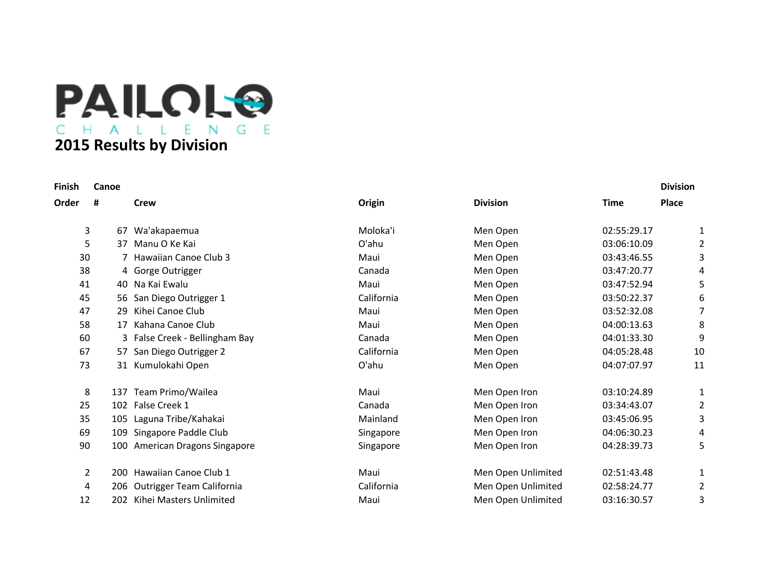# PAILOLO CHALLENGE

## 2015 Results by Division

| Finish Order | Canoe # | Crew | Origin | Division | Time | Division Place |
|---|---|---|---|---|---|---|
| 3 | 67 | Wa'akapaemua | Moloka'i | Men Open | 02:55:29.17 | 1 |
| 5 | 37 | Manu O Ke Kai | O'ahu | Men Open | 03:06:10.09 | 2 |
| 30 | 7 | Hawaiian Canoe Club 3 | Maui | Men Open | 03:43:46.55 | 3 |
| 38 | 4 | Gorge Outrigger | Canada | Men Open | 03:47:20.77 | 4 |
| 41 | 40 | Na Kai Ewalu | Maui | Men Open | 03:47:52.94 | 5 |
| 45 | 56 | San Diego Outrigger 1 | California | Men Open | 03:50:22.37 | 6 |
| 47 | 29 | Kihei Canoe Club | Maui | Men Open | 03:52:32.08 | 7 |
| 58 | 17 | Kahana Canoe Club | Maui | Men Open | 04:00:13.63 | 8 |
| 60 | 3 | False Creek - Bellingham Bay | Canada | Men Open | 04:01:33.30 | 9 |
| 67 | 57 | San Diego Outrigger 2 | California | Men Open | 04:05:28.48 | 10 |
| 73 | 31 | Kumulokahi Open | O'ahu | Men Open | 04:07:07.97 | 11 |
| | | | | | | |
| 8 | 137 | Team Primo/Wailea | Maui | Men Open Iron | 03:10:24.89 | 1 |
| 25 | 102 | False Creek 1 | Canada | Men Open Iron | 03:34:43.07 | 2 |
| 35 | 105 | Laguna Tribe/Kahakai | Mainland | Men Open Iron | 03:45:06.95 | 3 |
| 69 | 109 | Singapore Paddle Club | Singapore | Men Open Iron | 04:06:30.23 | 4 |
| 90 | 100 | American Dragons Singapore | Singapore | Men Open Iron | 04:28:39.73 | 5 |
| | | | | | | |
| 2 | 200 | Hawaiian Canoe Club 1 | Maui | Men Open Unlimited | 02:51:43.48 | 1 |
| 4 | 206 | Outrigger Team California | California | Men Open Unlimited | 02:58:24.77 | 2 |
| 12 | 202 | Kihei Masters Unlimited | Maui | Men Open Unlimited | 03:16:30.57 | 3 |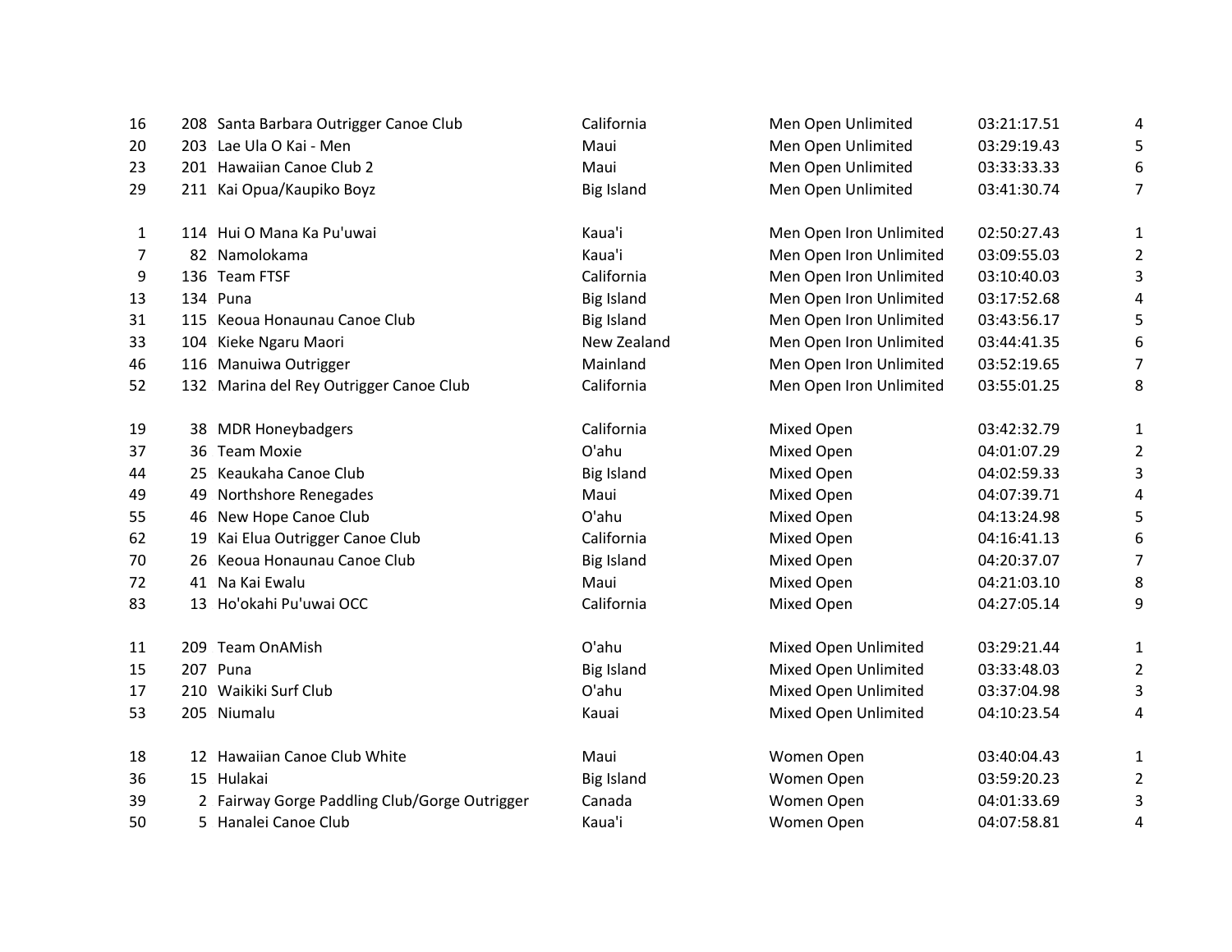| | | | | | | |
|---|---|---|---|---|---|---|
| 16 | 208 | Santa Barbara Outrigger Canoe Club | California | Men Open Unlimited | 03:21:17.51 | 4 |
| 20 | 203 | Lae Ula O Kai - Men | Maui | Men Open Unlimited | 03:29:19.43 | 5 |
| 23 | 201 | Hawaiian Canoe Club 2 | Maui | Men Open Unlimited | 03:33:33.33 | 6 |
| 29 | 211 | Kai Opua/Kaupiko Boyz | Big Island | Men Open Unlimited | 03:41:30.74 | 7 |
| | | | | | | |
| 1 | 114 | Hui O Mana Ka Pu'uwai | Kaua'i | Men Open Iron Unlimited | 02:50:27.43 | 1 |
| 7 | 82 | Namolokama | Kaua'i | Men Open Iron Unlimited | 03:09:55.03 | 2 |
| 9 | 136 | Team FTSF | California | Men Open Iron Unlimited | 03:10:40.03 | 3 |
| 13 | 134 | Puna | Big Island | Men Open Iron Unlimited | 03:17:52.68 | 4 |
| 31 | 115 | Keoua Honaunau Canoe Club | Big Island | Men Open Iron Unlimited | 03:43:56.17 | 5 |
| 33 | 104 | Kieke Ngaru Maori | New Zealand | Men Open Iron Unlimited | 03:44:41.35 | 6 |
| 46 | 116 | Manuiwa Outrigger | Mainland | Men Open Iron Unlimited | 03:52:19.65 | 7 |
| 52 | 132 | Marina del Rey Outrigger Canoe Club | California | Men Open Iron Unlimited | 03:55:01.25 | 8 |
| | | | | | | |
| 19 | 38 | MDR Honeybadgers | California | Mixed Open | 03:42:32.79 | 1 |
| 37 | 36 | Team Moxie | O'ahu | Mixed Open | 04:01:07.29 | 2 |
| 44 | 25 | Keaukaha Canoe Club | Big Island | Mixed Open | 04:02:59.33 | 3 |
| 49 | 49 | Northshore Renegades | Maui | Mixed Open | 04:07:39.71 | 4 |
| 55 | 46 | New Hope Canoe Club | O'ahu | Mixed Open | 04:13:24.98 | 5 |
| 62 | 19 | Kai Elua Outrigger Canoe Club | California | Mixed Open | 04:16:41.13 | 6 |
| 70 | 26 | Keoua Honaunau Canoe Club | Big Island | Mixed Open | 04:20:37.07 | 7 |
| 72 | 41 | Na Kai Ewalu | Maui | Mixed Open | 04:21:03.10 | 8 |
| 83 | 13 | Ho'okahi Pu'uwai OCC | California | Mixed Open | 04:27:05.14 | 9 |
| | | | | | | |
| 11 | 209 | Team OnAMish | O'ahu | Mixed Open Unlimited | 03:29:21.44 | 1 |
| 15 | 207 | Puna | Big Island | Mixed Open Unlimited | 03:33:48.03 | 2 |
| 17 | 210 | Waikiki Surf Club | O'ahu | Mixed Open Unlimited | 03:37:04.98 | 3 |
| 53 | 205 | Niumalu | Kauai | Mixed Open Unlimited | 04:10:23.54 | 4 |
| | | | | | | |
| 18 | 12 | Hawaiian Canoe Club White | Maui | Women Open | 03:40:04.43 | 1 |
| 36 | 15 | Hulakai | Big Island | Women Open | 03:59:20.23 | 2 |
| 39 | 2 | Fairway Gorge Paddling Club/Gorge Outrigger | Canada | Women Open | 04:01:33.69 | 3 |
| 50 | 5 | Hanalei Canoe Club | Kaua'i | Women Open | 04:07:58.81 | 4 |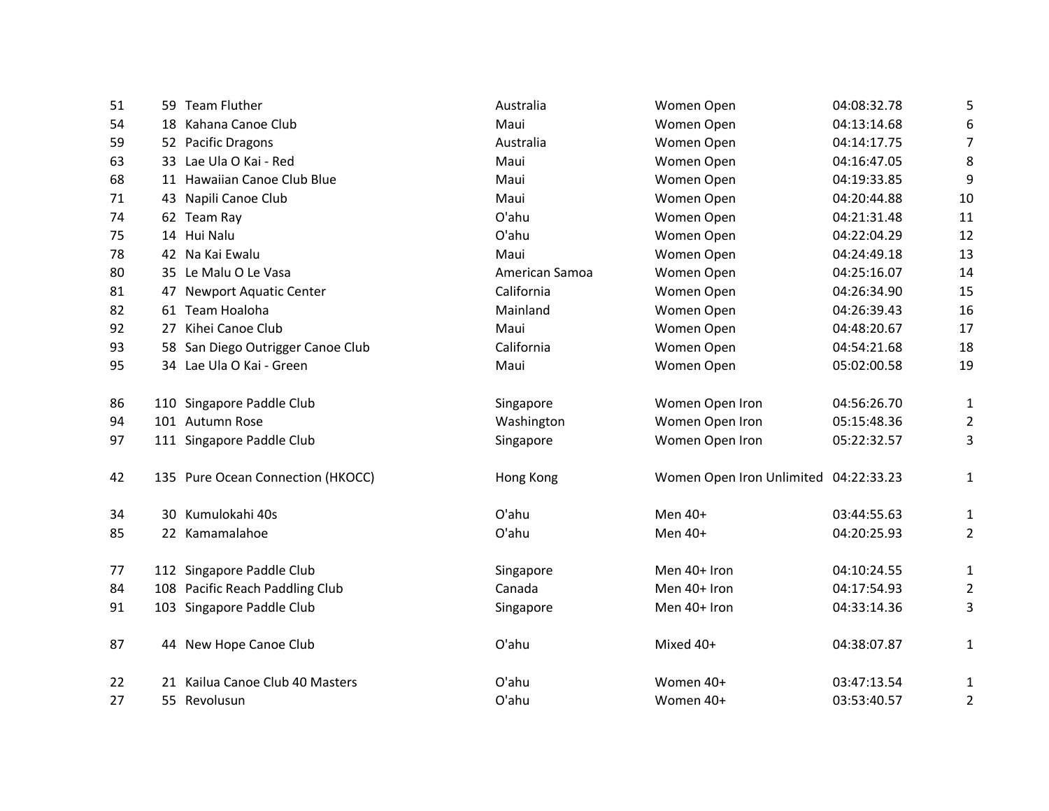| | | | | | | |
|---|---|---|---|---|---|---|
| 51 | 59 | Team Fluther | Australia | Women Open | 04:08:32.78 | 5 |
| 54 | 18 | Kahana Canoe Club | Maui | Women Open | 04:13:14.68 | 6 |
| 59 | 52 | Pacific Dragons | Australia | Women Open | 04:14:17.75 | 7 |
| 63 | 33 | Lae Ula O Kai - Red | Maui | Women Open | 04:16:47.05 | 8 |
| 68 | 11 | Hawaiian Canoe Club Blue | Maui | Women Open | 04:19:33.85 | 9 |
| 71 | 43 | Napili Canoe Club | Maui | Women Open | 04:20:44.88 | 10 |
| 74 | 62 | Team Ray | O'ahu | Women Open | 04:21:31.48 | 11 |
| 75 | 14 | Hui Nalu | O'ahu | Women Open | 04:22:04.29 | 12 |
| 78 | 42 | Na Kai Ewalu | Maui | Women Open | 04:24:49.18 | 13 |
| 80 | 35 | Le Malu O Le Vasa | American Samoa | Women Open | 04:25:16.07 | 14 |
| 81 | 47 | Newport Aquatic Center | California | Women Open | 04:26:34.90 | 15 |
| 82 | 61 | Team Hoaloha | Mainland | Women Open | 04:26:39.43 | 16 |
| 92 | 27 | Kihei Canoe Club | Maui | Women Open | 04:48:20.67 | 17 |
| 93 | 58 | San Diego Outrigger Canoe Club | California | Women Open | 04:54:21.68 | 18 |
| 95 | 34 | Lae Ula O Kai - Green | Maui | Women Open | 05:02:00.58 | 19 |
| | | | | | | |
| 86 | 110 | Singapore Paddle Club | Singapore | Women Open Iron | 04:56:26.70 | 1 |
| 94 | 101 | Autumn Rose | Washington | Women Open Iron | 05:15:48.36 | 2 |
| 97 | 111 | Singapore Paddle Club | Singapore | Women Open Iron | 05:22:32.57 | 3 |
| | | | | | | |
| 42 | 135 | Pure Ocean Connection (HKOCC) | Hong Kong | Women Open Iron Unlimited | 04:22:33.23 | 1 |
| | | | | | | |
| 34 | 30 | Kumulokahi 40s | O'ahu | Men 40+ | 03:44:55.63 | 1 |
| 85 | 22 | Kamamalahoe | O'ahu | Men 40+ | 04:20:25.93 | 2 |
| | | | | | | |
| 77 | 112 | Singapore Paddle Club | Singapore | Men 40+ Iron | 04:10:24.55 | 1 |
| 84 | 108 | Pacific Reach Paddling Club | Canada | Men 40+ Iron | 04:17:54.93 | 2 |
| 91 | 103 | Singapore Paddle Club | Singapore | Men 40+ Iron | 04:33:14.36 | 3 |
| | | | | | | |
| 87 | 44 | New Hope Canoe Club | O'ahu | Mixed 40+ | 04:38:07.87 | 1 |
| | | | | | | |
| 22 | 21 | Kailua Canoe Club 40 Masters | O'ahu | Women 40+ | 03:47:13.54 | 1 |
| 27 | 55 | Revolusun | O'ahu | Women 40+ | 03:53:40.57 | 2 |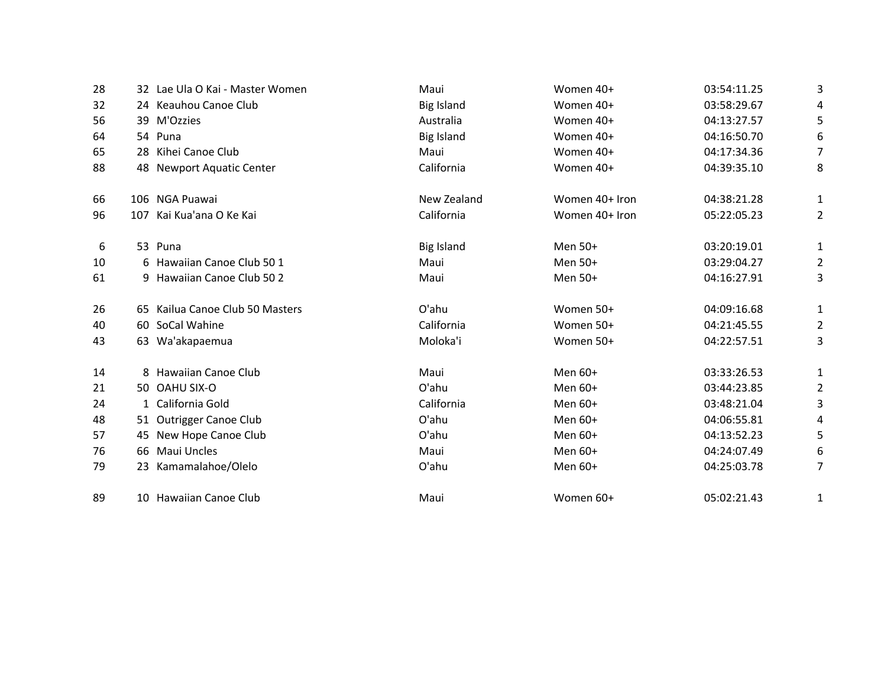| | | | | | | |
|---|---|---|---|---|---|---|
| 28 | 32 | Lae Ula O Kai - Master Women | Maui | Women 40+ | 03:54:11.25 | 3 |
| 32 | 24 | Keauhou Canoe Club | Big Island | Women 40+ | 03:58:29.67 | 4 |
| 56 | 39 | M'Ozzies | Australia | Women 40+ | 04:13:27.57 | 5 |
| 64 | 54 | Puna | Big Island | Women 40+ | 04:16:50.70 | 6 |
| 65 | 28 | Kihei Canoe Club | Maui | Women 40+ | 04:17:34.36 | 7 |
| 88 | 48 | Newport Aquatic Center | California | Women 40+ | 04:39:35.10 | 8 |
| | | | | | | |
| 66 | 106 | NGA Puawai | New Zealand | Women 40+ Iron | 04:38:21.28 | 1 |
| 96 | 107 | Kai Kua'ana O Ke Kai | California | Women 40+ Iron | 05:22:05.23 | 2 |
| | | | | | | |
| 6 | 53 | Puna | Big Island | Men 50+ | 03:20:19.01 | 1 |
| 10 | 6 | Hawaiian Canoe Club 50 1 | Maui | Men 50+ | 03:29:04.27 | 2 |
| 61 | 9 | Hawaiian Canoe Club 50 2 | Maui | Men 50+ | 04:16:27.91 | 3 |
| | | | | | | |
| 26 | 65 | Kailua Canoe Club 50 Masters | O'ahu | Women 50+ | 04:09:16.68 | 1 |
| 40 | 60 | SoCal Wahine | California | Women 50+ | 04:21:45.55 | 2 |
| 43 | 63 | Wa'akapaemua | Moloka'i | Women 50+ | 04:22:57.51 | 3 |
| | | | | | | |
| 14 | 8 | Hawaiian Canoe Club | Maui | Men 60+ | 03:33:26.53 | 1 |
| 21 | 50 | OAHU SIX-O | O'ahu | Men 60+ | 03:44:23.85 | 2 |
| 24 | 1 | California Gold | California | Men 60+ | 03:48:21.04 | 3 |
| 48 | 51 | Outrigger Canoe Club | O'ahu | Men 60+ | 04:06:55.81 | 4 |
| 57 | 45 | New Hope Canoe Club | O'ahu | Men 60+ | 04:13:52.23 | 5 |
| 76 | 66 | Maui Uncles | Maui | Men 60+ | 04:24:07.49 | 6 |
| 79 | 23 | Kamamalahoe/Olelo | O'ahu | Men 60+ | 04:25:03.78 | 7 |
| | | | | | | |
| 89 | 10 | Hawaiian Canoe Club | Maui | Women 60+ | 05:02:21.43 | 1 |